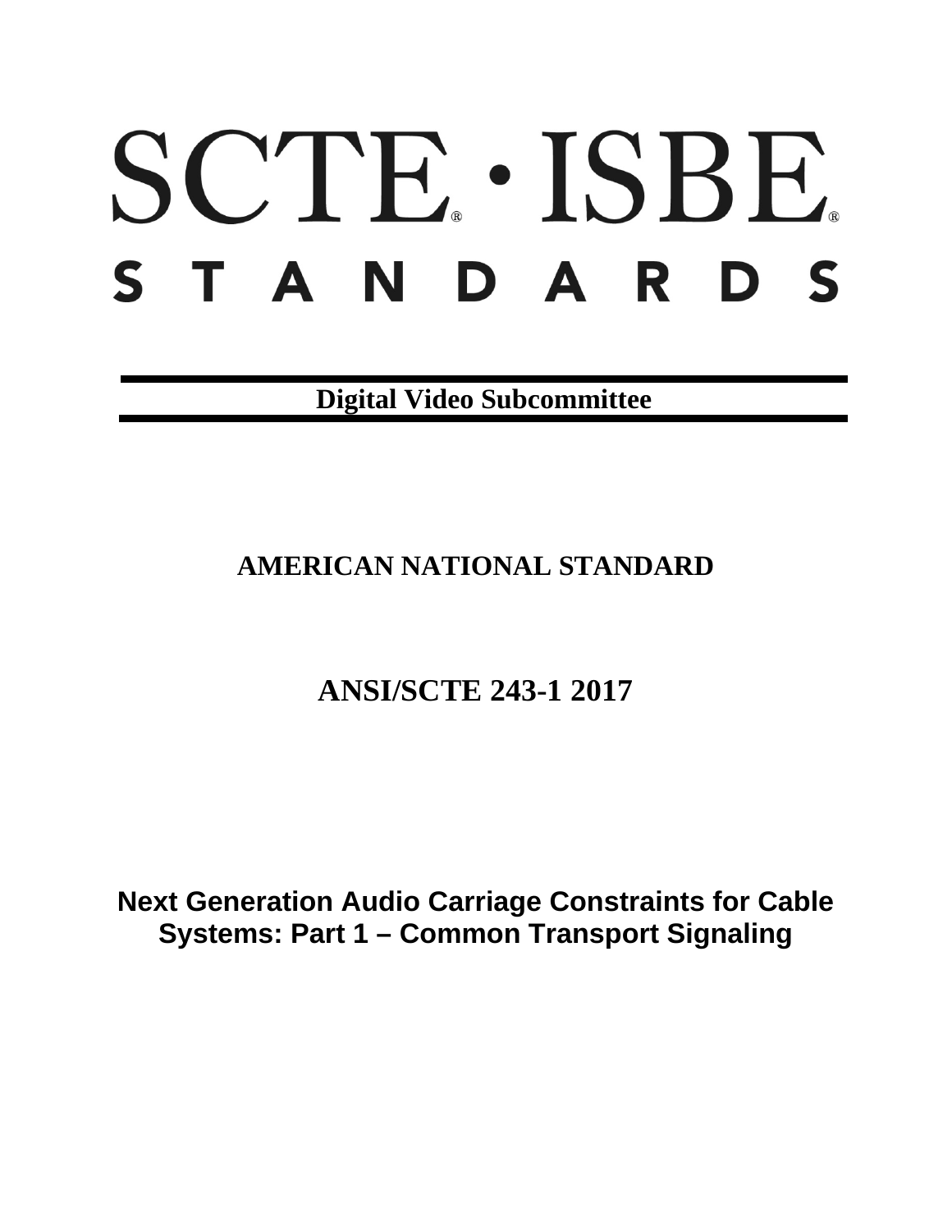# SCTE · ISBE STANDARDS

**Digital Video Subcommittee**

## AMERICAN NATIONAL STANDARD

## ANSI/SCTE 243-1 2017

# Next Generation Audio Carriage Constraints for Cable Systems: Part 1 – Common Transport Signaling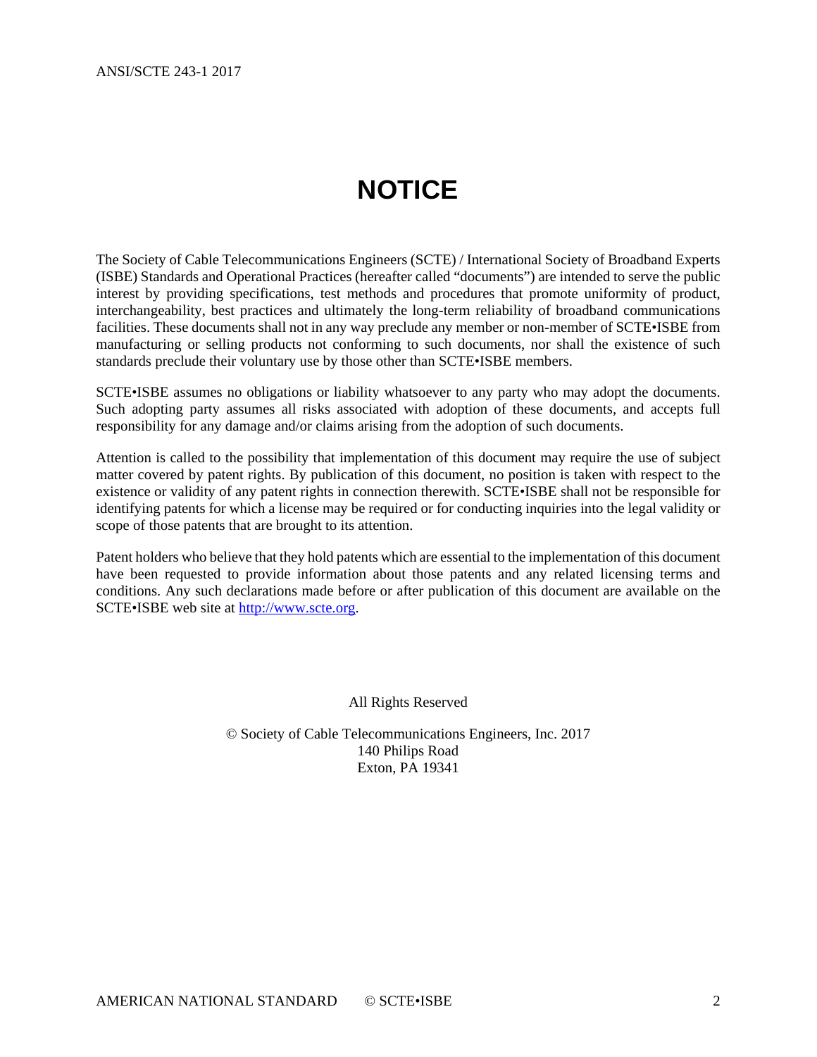# NOTICE

The Society of Cable Telecommunications Engineers (SCTE) / International Society of Broadband Experts (ISBE) Standards and Operational Practices (hereafter called "documents") are intended to serve the public interest by providing specifications, test methods and procedures that promote uniformity of product, interchangeability, best practices and ultimately the long-term reliability of broadband communications facilities. These documents shall not in any way preclude any member or non-member of SCTE•ISBE from manufacturing or selling products not conforming to such documents, nor shall the existence of such standards preclude their voluntary use by those other than SCTE•ISBE members.

SCTE•ISBE assumes no obligations or liability whatsoever to any party who may adopt the documents. Such adopting party assumes all risks associated with adoption of these documents, and accepts full responsibility for any damage and/or claims arising from the adoption of such documents.

Attention is called to the possibility that implementation of this document may require the use of subject matter covered by patent rights. By publication of this document, no position is taken with respect to the existence or validity of any patent rights in connection therewith. SCTE•ISBE shall not be responsible for identifying patents for which a license may be required or for conducting inquiries into the legal validity or scope of those patents that are brought to its attention.

Patent holders who believe that they hold patents which are essential to the implementation of this document have been requested to provide information about those patents and any related licensing terms and conditions. Any such declarations made before or after publication of this document are available on the SCTE•ISBE web site at http://www.scte.org.

All Rights Reserved

© Society of Cable Telecommunications Engineers, Inc. 2017
140 Philips Road
Exton, PA 19341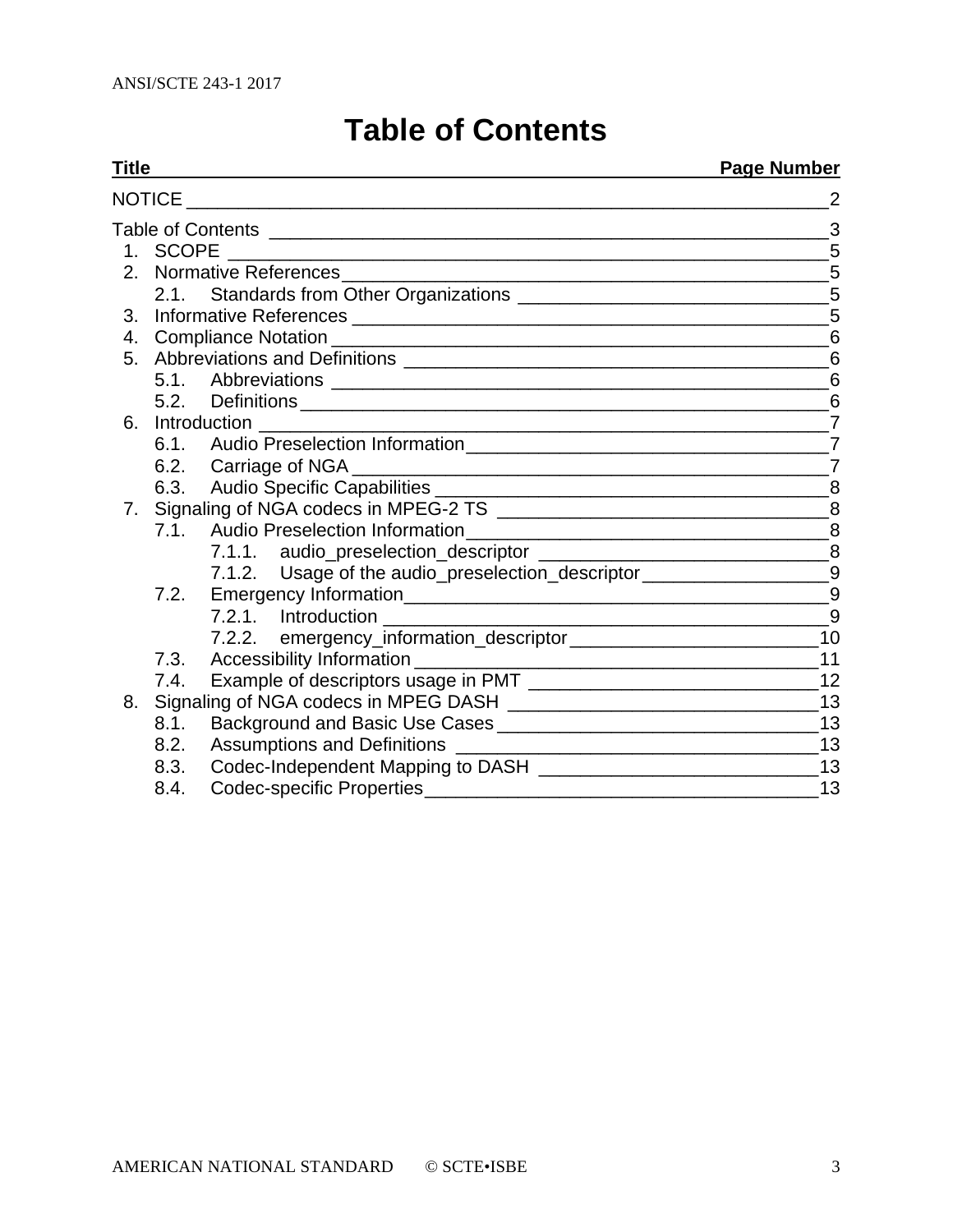# Table of Contents

| Title | Page Number |
| --- | --- |
| NOTICE | 2 |
| Table of Contents | 3 |
| 1. SCOPE | 5 |
| 2. Normative References | 5 |
| 2.1. Standards from Other Organizations | 5 |
| 3. Informative References | 5 |
| 4. Compliance Notation | 6 |
| 5. Abbreviations and Definitions | 6 |
| 5.1. Abbreviations | 6 |
| 5.2. Definitions | 6 |
| 6. Introduction | 7 |
| 6.1. Audio Preselection Information | 7 |
| 6.2. Carriage of NGA | 7 |
| 6.3. Audio Specific Capabilities | 8 |
| 7. Signaling of NGA codecs in MPEG-2 TS | 8 |
| 7.1. Audio Preselection Information | 8 |
| 7.1.1. audio_preselection_descriptor | 8 |
| 7.1.2. Usage of the audio_preselection_descriptor | 9 |
| 7.2. Emergency Information | 9 |
| 7.2.1. Introduction | 9 |
| 7.2.2. emergency_information_descriptor | 10 |
| 7.3. Accessibility Information | 11 |
| 7.4. Example of descriptors usage in PMT | 12 |
| 8. Signaling of NGA codecs in MPEG DASH | 13 |
| 8.1. Background and Basic Use Cases | 13 |
| 8.2. Assumptions and Definitions | 13 |
| 8.3. Codec-Independent Mapping to DASH | 13 |
| 8.4. Codec-specific Properties | 13 |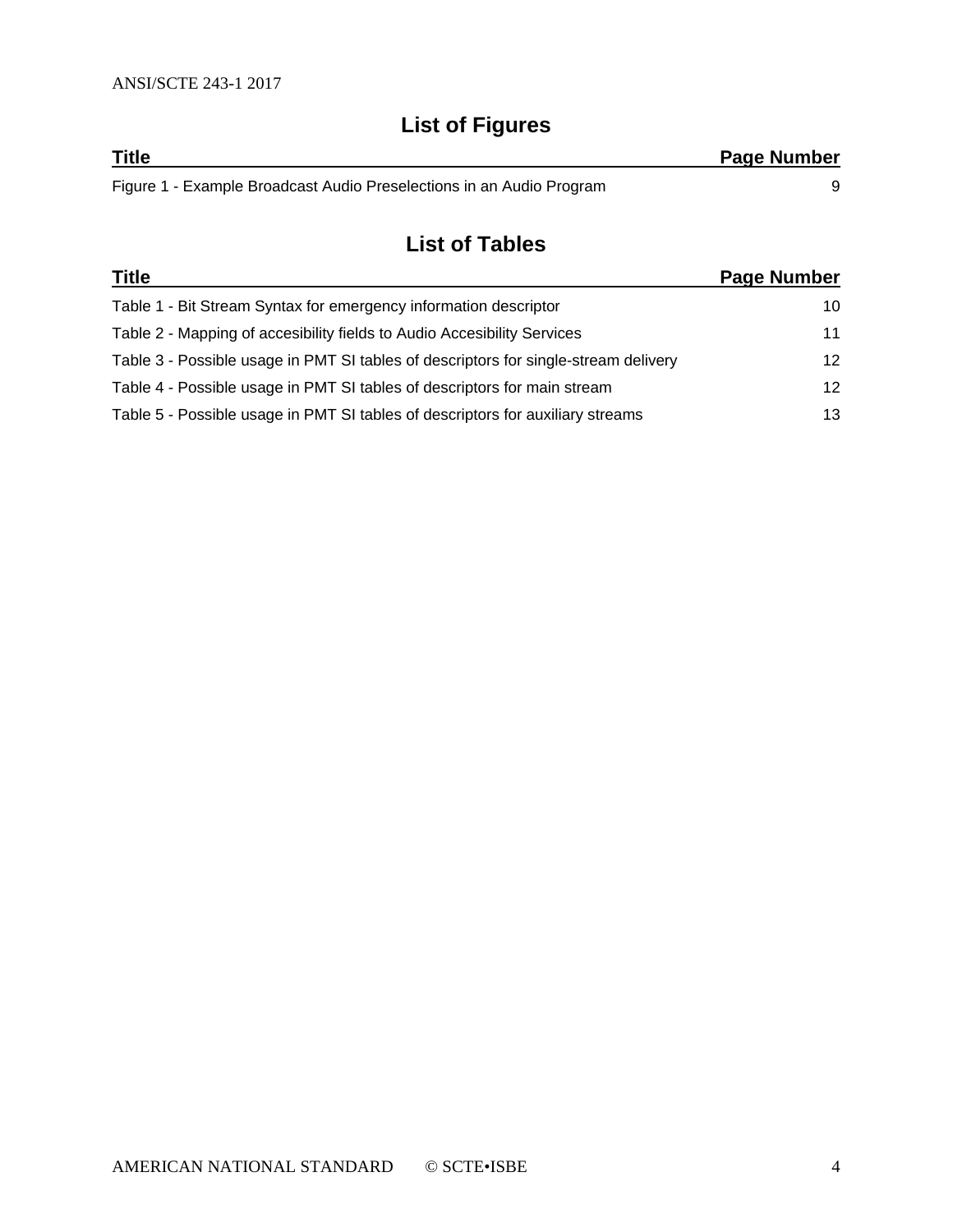## List of Figures

| Title | Page Number |
| --- | --- |
| Figure 1 - Example Broadcast Audio Preselections in an Audio Program | 9 |

## List of Tables

| Title | Page Number |
| --- | --- |
| Table 1 - Bit Stream Syntax for emergency information descriptor | 10 |
| Table 2 - Mapping of accesibility fields to Audio Accesibility Services | 11 |
| Table 3 - Possible usage in PMT SI tables of descriptors for single-stream delivery | 12 |
| Table 4 - Possible usage in PMT SI tables of descriptors for main stream | 12 |
| Table 5 - Possible usage in PMT SI tables of descriptors for auxiliary streams | 13 |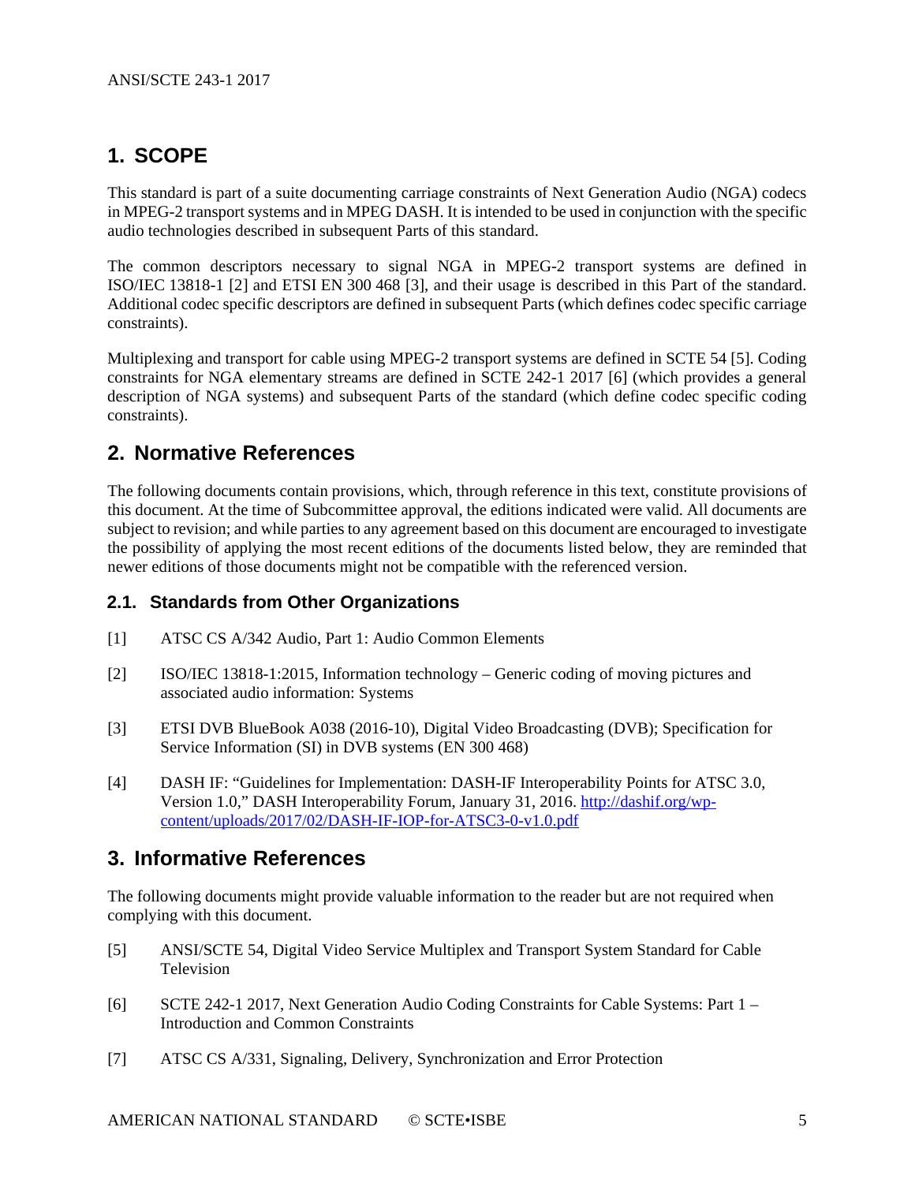# 1. SCOPE

This standard is part of a suite documenting carriage constraints of Next Generation Audio (NGA) codecs in MPEG-2 transport systems and in MPEG DASH. It is intended to be used in conjunction with the specific audio technologies described in subsequent Parts of this standard.

The common descriptors necessary to signal NGA in MPEG-2 transport systems are defined in ISO/IEC 13818-1 [2] and ETSI EN 300 468 [3], and their usage is described in this Part of the standard. Additional codec specific descriptors are defined in subsequent Parts (which defines codec specific carriage constraints).

Multiplexing and transport for cable using MPEG-2 transport systems are defined in SCTE 54 [5]. Coding constraints for NGA elementary streams are defined in SCTE 242-1 2017 [6] (which provides a general description of NGA systems) and subsequent Parts of the standard (which define codec specific coding constraints).

# 2. Normative References

The following documents contain provisions, which, through reference in this text, constitute provisions of this document. At the time of Subcommittee approval, the editions indicated were valid. All documents are subject to revision; and while parties to any agreement based on this document are encouraged to investigate the possibility of applying the most recent editions of the documents listed below, they are reminded that newer editions of those documents might not be compatible with the referenced version.

## 2.1. Standards from Other Organizations

[1] ATSC CS A/342 Audio, Part 1: Audio Common Elements

[2] ISO/IEC 13818-1:2015, Information technology – Generic coding of moving pictures and associated audio information: Systems

[3] ETSI DVB BlueBook A038 (2016-10), Digital Video Broadcasting (DVB); Specification for Service Information (SI) in DVB systems (EN 300 468)

[4] DASH IF: "Guidelines for Implementation: DASH-IF Interoperability Points for ATSC 3.0, Version 1.0," DASH Interoperability Forum, January 31, 2016. http://dashif.org/wp-content/uploads/2017/02/DASH-IF-IOP-for-ATSC3-0-v1.0.pdf

# 3. Informative References

The following documents might provide valuable information to the reader but are not required when complying with this document.

[5] ANSI/SCTE 54, Digital Video Service Multiplex and Transport System Standard for Cable Television

[6] SCTE 242-1 2017, Next Generation Audio Coding Constraints for Cable Systems: Part 1 – Introduction and Common Constraints

[7] ATSC CS A/331, Signaling, Delivery, Synchronization and Error Protection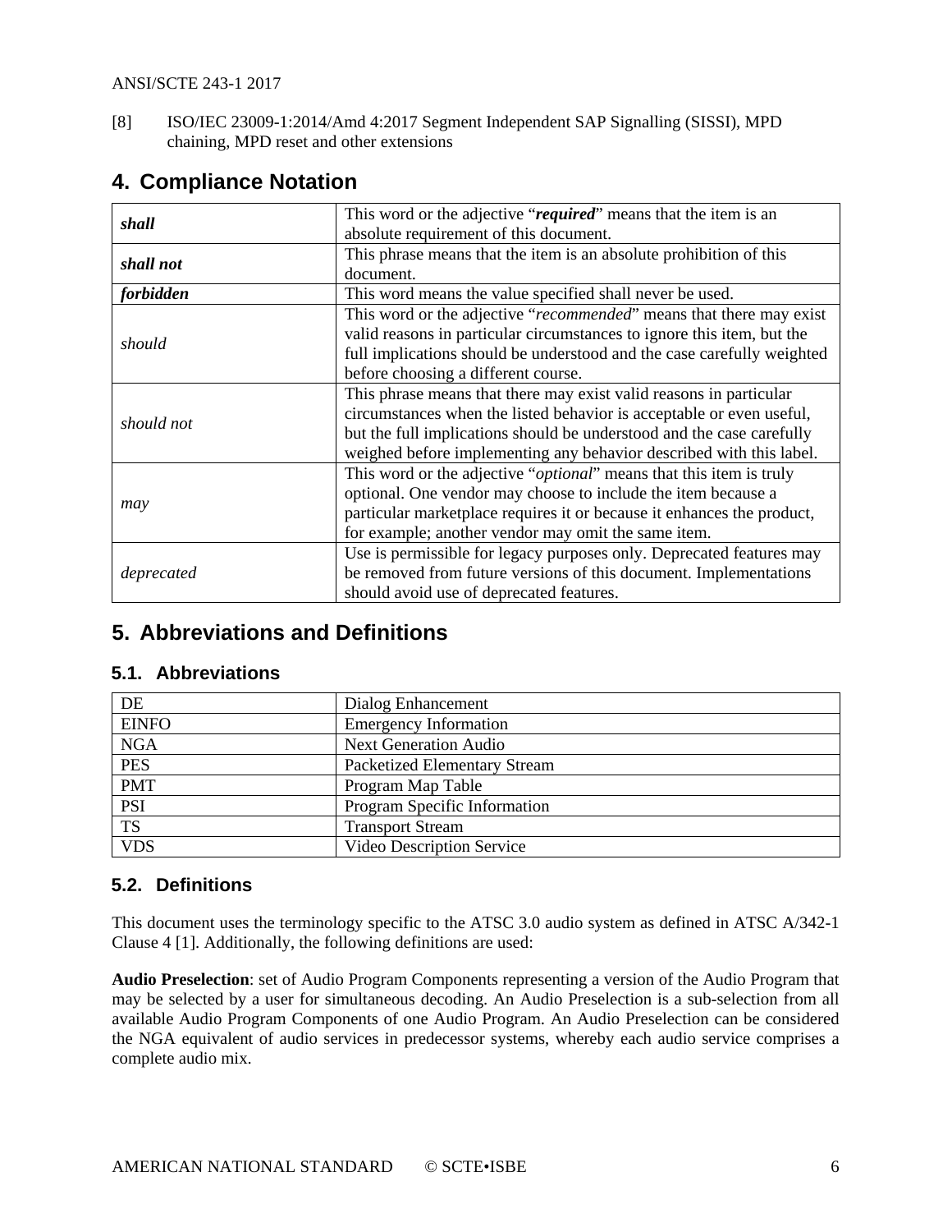[8] ISO/IEC 23009-1:2014/Amd 4:2017 Segment Independent SAP Signalling (SISSI), MPD chaining, MPD reset and other extensions

## 4. Compliance Notation

| | |
|---|---|
| ***shall*** | This word or the adjective "***required***" means that the item is an absolute requirement of this document. |
| ***shall not*** | This phrase means that the item is an absolute prohibition of this document. |
| ***forbidden*** | This word means the value specified shall never be used. |
| *should* | This word or the adjective "*recommended*" means that there may exist valid reasons in particular circumstances to ignore this item, but the full implications should be understood and the case carefully weighted before choosing a different course. |
| *should not* | This phrase means that there may exist valid reasons in particular circumstances when the listed behavior is acceptable or even useful, but the full implications should be understood and the case carefully weighed before implementing any behavior described with this label. |
| *may* | This word or the adjective "*optional*" means that this item is truly optional. One vendor may choose to include the item because a particular marketplace requires it or because it enhances the product, for example; another vendor may omit the same item. |
| *deprecated* | Use is permissible for legacy purposes only. Deprecated features may be removed from future versions of this document. Implementations should avoid use of deprecated features. |

## 5. Abbreviations and Definitions

### 5.1. Abbreviations

| | |
|---|---|
| DE | Dialog Enhancement |
| EINFO | Emergency Information |
| NGA | Next Generation Audio |
| PES | Packetized Elementary Stream |
| PMT | Program Map Table |
| PSI | Program Specific Information |
| TS | Transport Stream |
| VDS | Video Description Service |

### 5.2. Definitions

This document uses the terminology specific to the ATSC 3.0 audio system as defined in ATSC A/342-1 Clause 4 [1]. Additionally, the following definitions are used:

**Audio Preselection**: set of Audio Program Components representing a version of the Audio Program that may be selected by a user for simultaneous decoding. An Audio Preselection is a sub-selection from all available Audio Program Components of one Audio Program. An Audio Preselection can be considered the NGA equivalent of audio services in predecessor systems, whereby each audio service comprises a complete audio mix.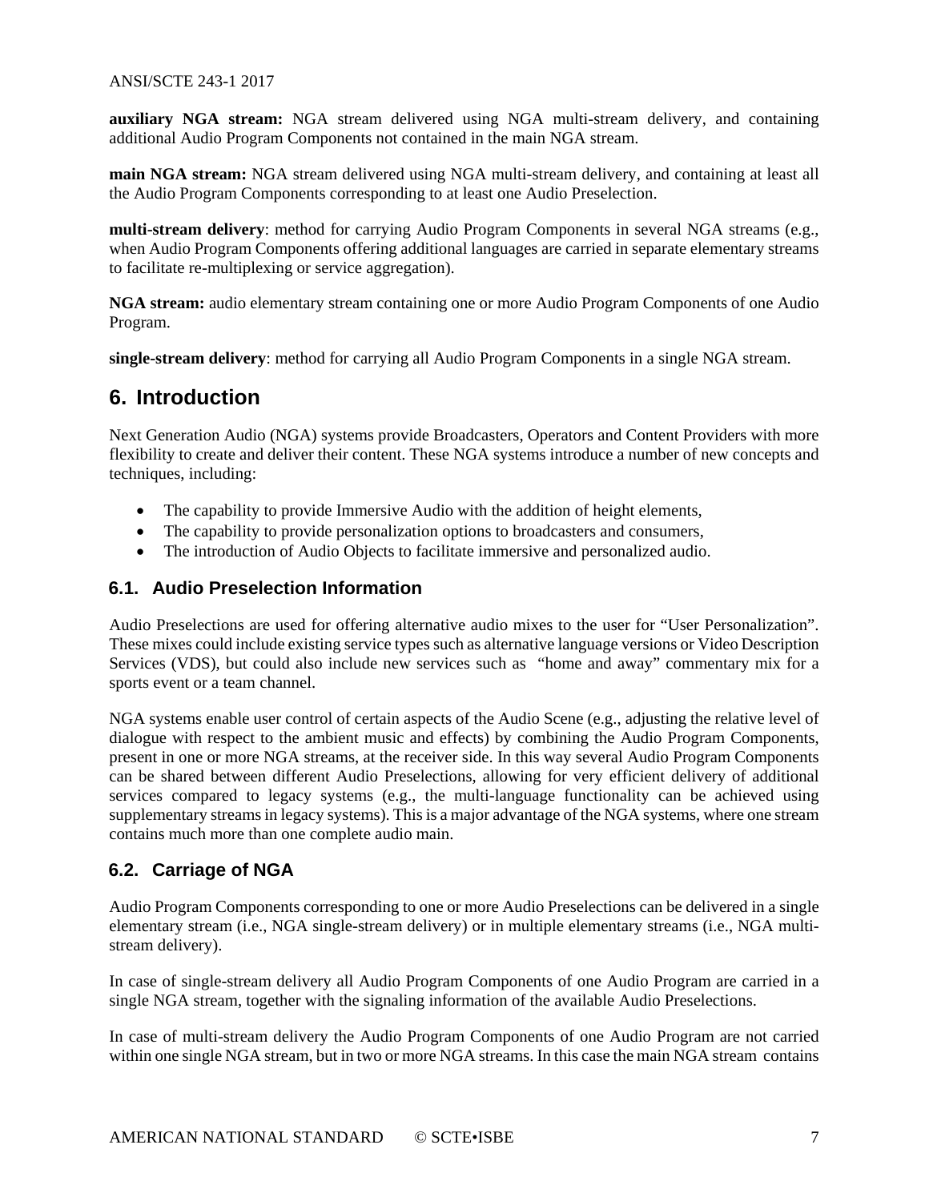**auxiliary NGA stream:** NGA stream delivered using NGA multi-stream delivery, and containing additional Audio Program Components not contained in the main NGA stream.

**main NGA stream:** NGA stream delivered using NGA multi-stream delivery, and containing at least all the Audio Program Components corresponding to at least one Audio Preselection.

**multi-stream delivery**: method for carrying Audio Program Components in several NGA streams (e.g., when Audio Program Components offering additional languages are carried in separate elementary streams to facilitate re-multiplexing or service aggregation).

**NGA stream:** audio elementary stream containing one or more Audio Program Components of one Audio Program.

**single-stream delivery**: method for carrying all Audio Program Components in a single NGA stream.

# 6. Introduction

Next Generation Audio (NGA) systems provide Broadcasters, Operators and Content Providers with more flexibility to create and deliver their content. These NGA systems introduce a number of new concepts and techniques, including:

- The capability to provide Immersive Audio with the addition of height elements,
- The capability to provide personalization options to broadcasters and consumers,
- The introduction of Audio Objects to facilitate immersive and personalized audio.

## 6.1. Audio Preselection Information

Audio Preselections are used for offering alternative audio mixes to the user for "User Personalization". These mixes could include existing service types such as alternative language versions or Video Description Services (VDS), but could also include new services such as "home and away" commentary mix for a sports event or a team channel.

NGA systems enable user control of certain aspects of the Audio Scene (e.g., adjusting the relative level of dialogue with respect to the ambient music and effects) by combining the Audio Program Components, present in one or more NGA streams, at the receiver side. In this way several Audio Program Components can be shared between different Audio Preselections, allowing for very efficient delivery of additional services compared to legacy systems (e.g., the multi-language functionality can be achieved using supplementary streams in legacy systems). This is a major advantage of the NGA systems, where one stream contains much more than one complete audio main.

## 6.2. Carriage of NGA

Audio Program Components corresponding to one or more Audio Preselections can be delivered in a single elementary stream (i.e., NGA single-stream delivery) or in multiple elementary streams (i.e., NGA multi-stream delivery).

In case of single-stream delivery all Audio Program Components of one Audio Program are carried in a single NGA stream, together with the signaling information of the available Audio Preselections.

In case of multi-stream delivery the Audio Program Components of one Audio Program are not carried within one single NGA stream, but in two or more NGA streams. In this case the main NGA stream contains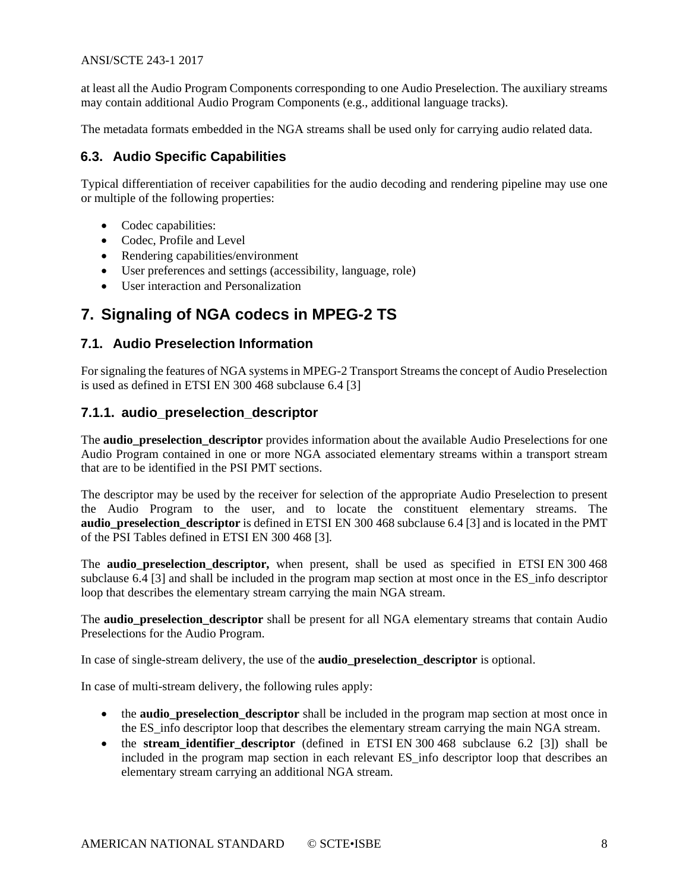at least all the Audio Program Components corresponding to one Audio Preselection. The auxiliary streams may contain additional Audio Program Components (e.g., additional language tracks).

The metadata formats embedded in the NGA streams shall be used only for carrying audio related data.

### 6.3. Audio Specific Capabilities

Typical differentiation of receiver capabilities for the audio decoding and rendering pipeline may use one or multiple of the following properties:

- Codec capabilities:
- Codec, Profile and Level
- Rendering capabilities/environment
- User preferences and settings (accessibility, language, role)
- User interaction and Personalization

## 7. Signaling of NGA codecs in MPEG-2 TS

### 7.1. Audio Preselection Information

For signaling the features of NGA systems in MPEG-2 Transport Streams the concept of Audio Preselection is used as defined in ETSI EN 300 468 subclause 6.4 [3]

#### 7.1.1. audio_preselection_descriptor

The **audio_preselection_descriptor** provides information about the available Audio Preselections for one Audio Program contained in one or more NGA associated elementary streams within a transport stream that are to be identified in the PSI PMT sections.

The descriptor may be used by the receiver for selection of the appropriate Audio Preselection to present the Audio Program to the user, and to locate the constituent elementary streams. The **audio_preselection_descriptor** is defined in ETSI EN 300 468 subclause 6.4 [3] and is located in the PMT of the PSI Tables defined in ETSI EN 300 468 [3].

The **audio_preselection_descriptor,** when present, shall be used as specified in ETSI EN 300 468 subclause 6.4 [3] and shall be included in the program map section at most once in the ES_info descriptor loop that describes the elementary stream carrying the main NGA stream.

The **audio_preselection_descriptor** shall be present for all NGA elementary streams that contain Audio Preselections for the Audio Program.

In case of single-stream delivery, the use of the **audio_preselection_descriptor** is optional.

In case of multi-stream delivery, the following rules apply:

- the **audio_preselection_descriptor** shall be included in the program map section at most once in the ES_info descriptor loop that describes the elementary stream carrying the main NGA stream.
- the **stream_identifier_descriptor** (defined in ETSI EN 300 468 subclause 6.2 [3]) shall be included in the program map section in each relevant ES_info descriptor loop that describes an elementary stream carrying an additional NGA stream.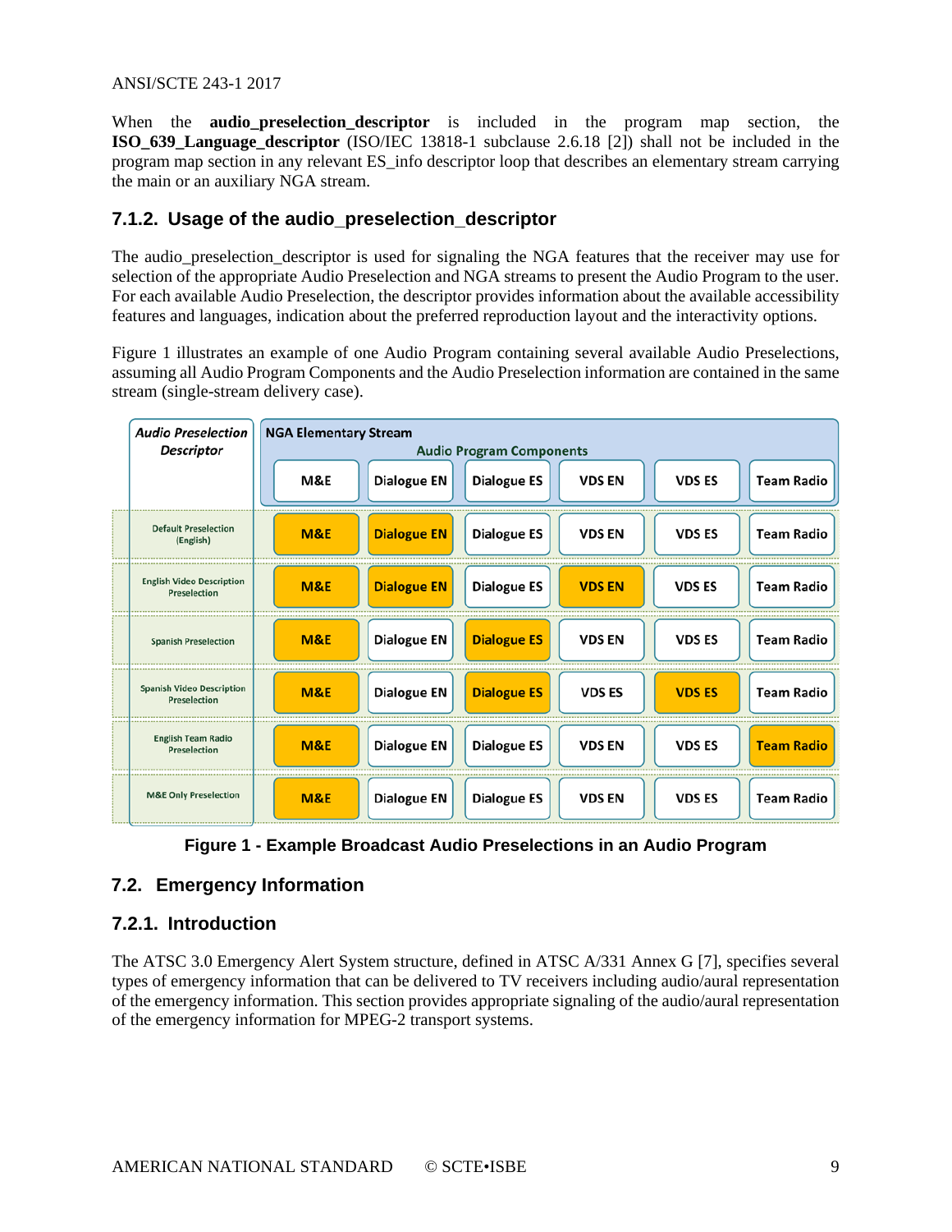When the **audio_preselection_descriptor** is included in the program map section, the **ISO_639_Language_descriptor** (ISO/IEC 13818-1 subclause 2.6.18 [2]) shall not be included in the program map section in any relevant ES_info descriptor loop that describes an elementary stream carrying the main or an auxiliary NGA stream.

### 7.1.2. Usage of the audio_preselection_descriptor

The audio_preselection_descriptor is used for signaling the NGA features that the receiver may use for selection of the appropriate Audio Preselection and NGA streams to present the Audio Program to the user. For each available Audio Preselection, the descriptor provides information about the available accessibility features and languages, indication about the preferred reproduction layout and the interactivity options.

Figure 1 illustrates an example of one Audio Program containing several available Audio Preselections, assuming all Audio Program Components and the Audio Preselection information are contained in the same stream (single-stream delivery case).

*Audio Preselection Descriptor*

NGA Elementary Stream

Audio Program Components

M&E | Dialogue EN | Dialogue ES | VDS EN | VDS ES | Team Radio

Default Preselection (English): M&E | Dialogue EN | Dialogue ES | VDS EN | VDS ES | Team Radio

English Video Description Preselection: M&E | Dialogue EN | Dialogue ES | VDS EN | VDS ES | Team Radio

Spanish Preselection: M&E | Dialogue EN | Dialogue ES | VDS EN | VDS ES | Team Radio

Spanish Video Description Preselection: M&E | Dialogue EN | Dialogue ES | VDS ES | VDS ES | Team Radio

English Team Radio Preselection: M&E | Dialogue EN | Dialogue ES | VDS EN | VDS ES | Team Radio

M&E Only Preselection: M&E | Dialogue EN | Dialogue ES | VDS EN | VDS ES | Team Radio

**Figure 1 - Example Broadcast Audio Preselections in an Audio Program**

## 7.2. Emergency Information

### 7.2.1. Introduction

The ATSC 3.0 Emergency Alert System structure, defined in ATSC A/331 Annex G [7], specifies several types of emergency information that can be delivered to TV receivers including audio/aural representation of the emergency information. This section provides appropriate signaling of the audio/aural representation of the emergency information for MPEG-2 transport systems.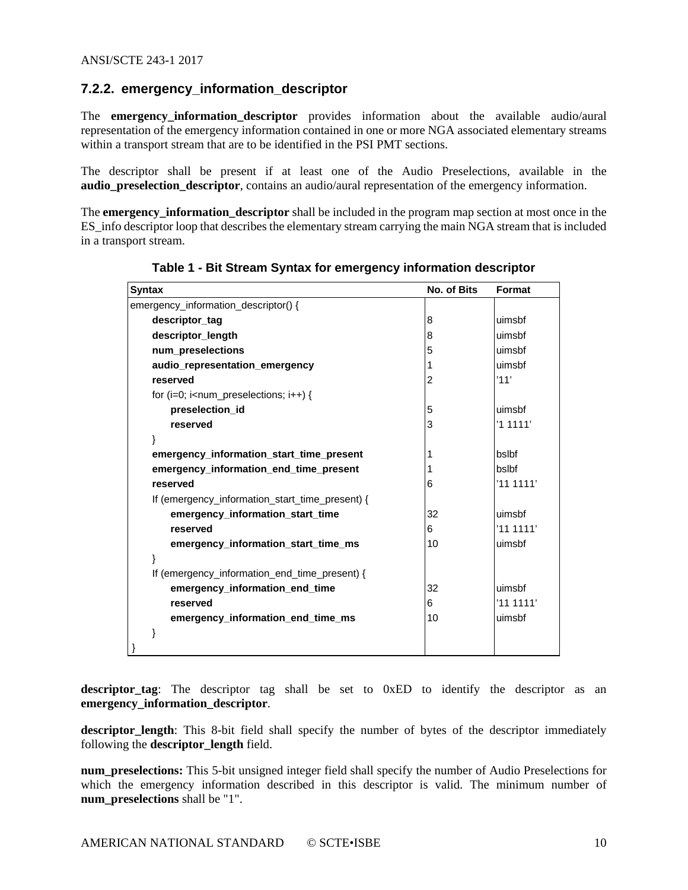### 7.2.2. emergency_information_descriptor

The **emergency_information_descriptor** provides information about the available audio/aural representation of the emergency information contained in one or more NGA associated elementary streams within a transport stream that are to be identified in the PSI PMT sections.

The descriptor shall be present if at least one of the Audio Preselections, available in the **audio_preselection_descriptor**, contains an audio/aural representation of the emergency information.

The **emergency_information_descriptor** shall be included in the program map section at most once in the ES_info descriptor loop that describes the elementary stream carrying the main NGA stream that is included in a transport stream.

**Table 1 - Bit Stream Syntax for emergency information descriptor**

| Syntax | No. of Bits | Format |
|---|---|---|
| emergency_information_descriptor() { | | |
| **descriptor_tag** | 8 | uimsbf |
| **descriptor_length** | 8 | uimsbf |
| **num_preselections** | 5 | uimsbf |
| **audio_representation_emergency** | 1 | uimsbf |
| **reserved** | 2 | '11' |
| for (i=0; i<num_preselections; i++) { | | |
| **preselection_id** | 5 | uimsbf |
| **reserved** | 3 | '1 1111' |
| } | | |
| **emergency_information_start_time_present** | 1 | bslbf |
| **emergency_information_end_time_present** | 1 | bslbf |
| **reserved** | 6 | '11 1111' |
| If (emergency_information_start_time_present) { | | |
| **emergency_information_start_time** | 32 | uimsbf |
| **reserved** | 6 | '11 1111' |
| **emergency_information_start_time_ms** | 10 | uimsbf |
| } | | |
| If (emergency_information_end_time_present) { | | |
| **emergency_information_end_time** | 32 | uimsbf |
| **reserved** | 6 | '11 1111' |
| **emergency_information_end_time_ms** | 10 | uimsbf |
| } | | |
| } | | |

**descriptor_tag**: The descriptor tag shall be set to 0xED to identify the descriptor as an **emergency_information_descriptor**.

**descriptor_length**: This 8-bit field shall specify the number of bytes of the descriptor immediately following the **descriptor_length** field.

**num_preselections:** This 5-bit unsigned integer field shall specify the number of Audio Preselections for which the emergency information described in this descriptor is valid. The minimum number of **num_preselections** shall be "1".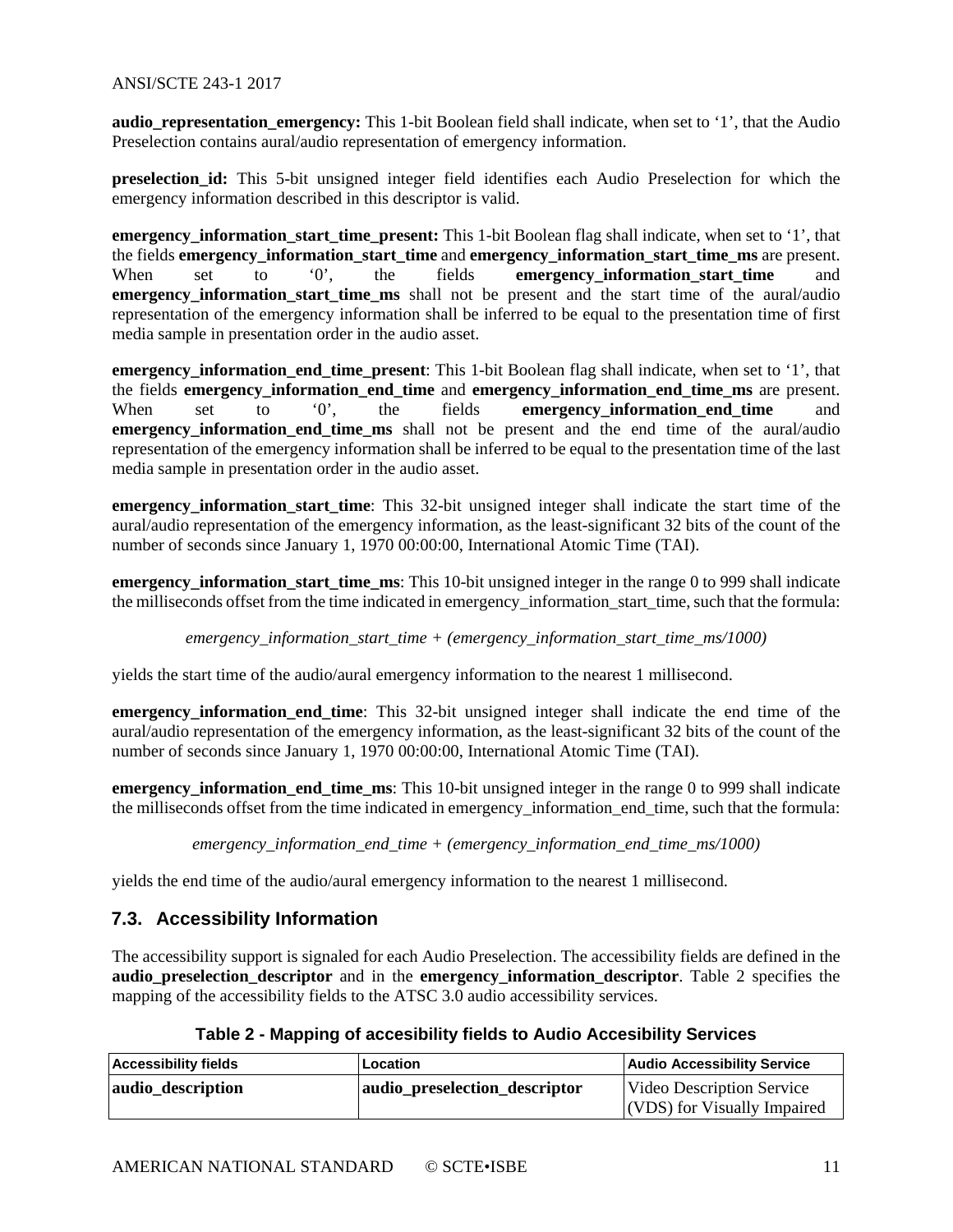**audio_representation_emergency:** This 1-bit Boolean field shall indicate, when set to '1', that the Audio Preselection contains aural/audio representation of emergency information.

**preselection_id:** This 5-bit unsigned integer field identifies each Audio Preselection for which the emergency information described in this descriptor is valid.

**emergency_information_start_time_present:** This 1-bit Boolean flag shall indicate, when set to '1', that the fields **emergency_information_start_time** and **emergency_information_start_time_ms** are present. When set to '0', the fields **emergency_information_start_time** and **emergency_information_start_time_ms** shall not be present and the start time of the aural/audio representation of the emergency information shall be inferred to be equal to the presentation time of first media sample in presentation order in the audio asset.

**emergency_information_end_time_present**: This 1-bit Boolean flag shall indicate, when set to '1', that the fields **emergency_information_end_time** and **emergency_information_end_time_ms** are present. When set to '0', the fields **emergency_information_end_time** and **emergency_information_end_time_ms** shall not be present and the end time of the aural/audio representation of the emergency information shall be inferred to be equal to the presentation time of the last media sample in presentation order in the audio asset.

**emergency_information_start_time**: This 32-bit unsigned integer shall indicate the start time of the aural/audio representation of the emergency information, as the least-significant 32 bits of the count of the number of seconds since January 1, 1970 00:00:00, International Atomic Time (TAI).

**emergency_information_start_time_ms**: This 10-bit unsigned integer in the range 0 to 999 shall indicate the milliseconds offset from the time indicated in emergency_information_start_time, such that the formula:

*emergency_information_start_time + (emergency_information_start_time_ms/1000)*

yields the start time of the audio/aural emergency information to the nearest 1 millisecond.

**emergency_information_end_time**: This 32-bit unsigned integer shall indicate the end time of the aural/audio representation of the emergency information, as the least-significant 32 bits of the count of the number of seconds since January 1, 1970 00:00:00, International Atomic Time (TAI).

**emergency_information_end_time_ms**: This 10-bit unsigned integer in the range 0 to 999 shall indicate the milliseconds offset from the time indicated in emergency_information_end_time, such that the formula:

*emergency_information_end_time + (emergency_information_end_time_ms/1000)*

yields the end time of the audio/aural emergency information to the nearest 1 millisecond.

## 7.3. Accessibility Information

The accessibility support is signaled for each Audio Preselection. The accessibility fields are defined in the **audio_preselection_descriptor** and in the **emergency_information_descriptor**. Table 2 specifies the mapping of the accessibility fields to the ATSC 3.0 audio accessibility services.

**Table 2 - Mapping of accesibility fields to Audio Accesibility Services**

| Accessibility fields | Location | Audio Accessibility Service |
|---|---|---|
| **audio_description** | **audio_preselection_descriptor** | Video Description Service (VDS) for Visually Impaired |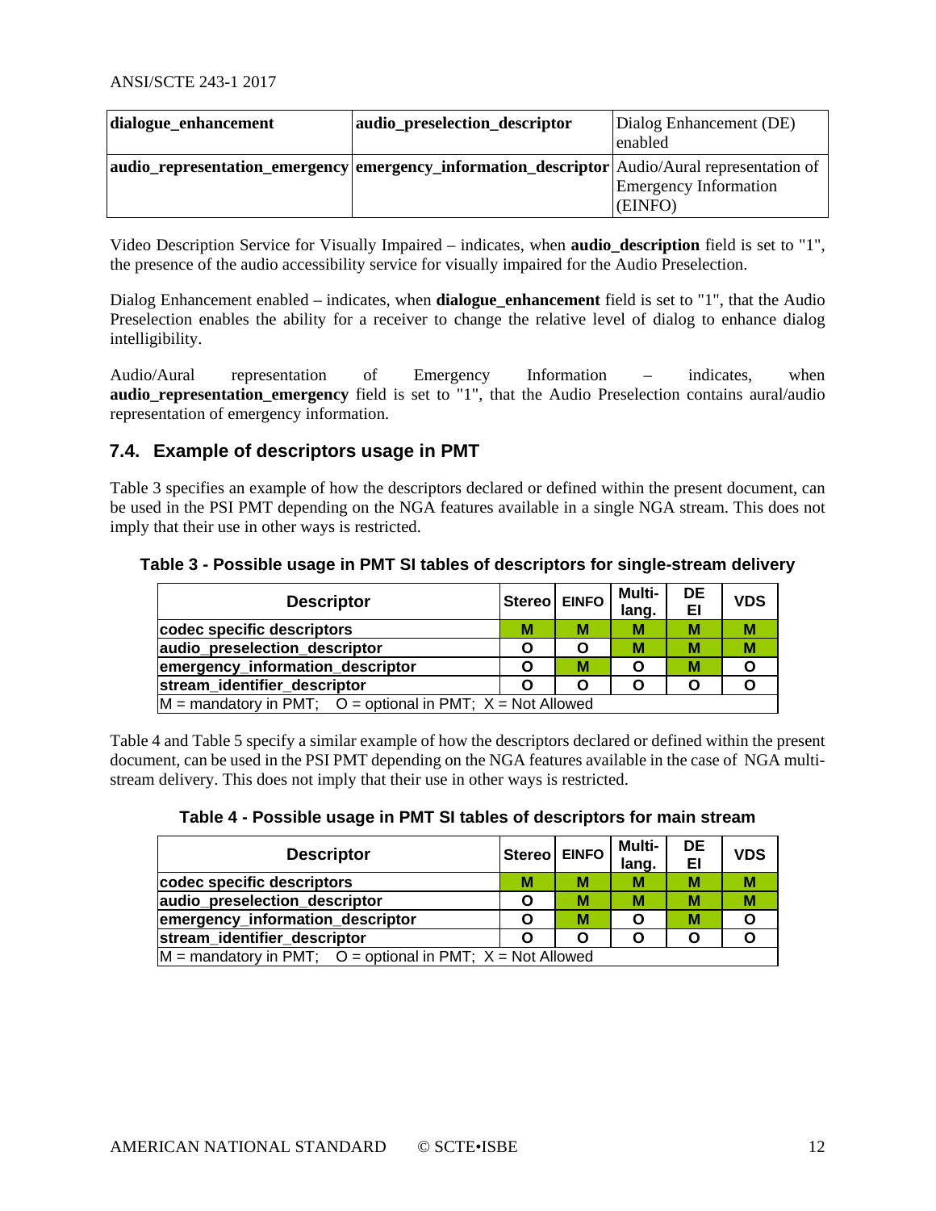| | | |
|---|---|---|
| **dialogue_enhancement** | **audio_preselection_descriptor** | Dialog Enhancement (DE) enabled |
| **audio_representation_emergency** | **emergency_information_descriptor** | Audio/Aural representation of Emergency Information (EINFO) |

Video Description Service for Visually Impaired – indicates, when **audio_description** field is set to "1", the presence of the audio accessibility service for visually impaired for the Audio Preselection.

Dialog Enhancement enabled – indicates, when **dialogue_enhancement** field is set to "1", that the Audio Preselection enables the ability for a receiver to change the relative level of dialog to enhance dialog intelligibility.

Audio/Aural representation of Emergency Information – indicates, when **audio_representation_emergency** field is set to "1", that the Audio Preselection contains aural/audio representation of emergency information.

## 7.4. Example of descriptors usage in PMT

Table 3 specifies an example of how the descriptors declared or defined within the present document, can be used in the PSI PMT depending on the NGA features available in a single NGA stream. This does not imply that their use in other ways is restricted.

**Table 3 - Possible usage in PMT SI tables of descriptors for single-stream delivery**

| Descriptor | Stereo | EINFO | Multi-lang. | DE EI | VDS |
|---|---|---|---|---|---|
| codec specific descriptors | M | M | M | M | M |
| audio_preselection_descriptor | O | O | M | M | M |
| emergency_information_descriptor | O | M | O | M | O |
| stream_identifier_descriptor | O | O | O | O | O |
| M = mandatory in PMT; O = optional in PMT; X = Not Allowed | | | | | |

Table 4 and Table 5 specify a similar example of how the descriptors declared or defined within the present document, can be used in the PSI PMT depending on the NGA features available in the case of NGA multi-stream delivery. This does not imply that their use in other ways is restricted.

**Table 4 - Possible usage in PMT SI tables of descriptors for main stream**

| Descriptor | Stereo | EINFO | Multi-lang. | DE EI | VDS |
|---|---|---|---|---|---|
| codec specific descriptors | M | M | M | M | M |
| audio_preselection_descriptor | O | M | M | M | M |
| emergency_information_descriptor | O | M | O | M | O |
| stream_identifier_descriptor | O | O | O | O | O |
| M = mandatory in PMT; O = optional in PMT; X = Not Allowed | | | | | |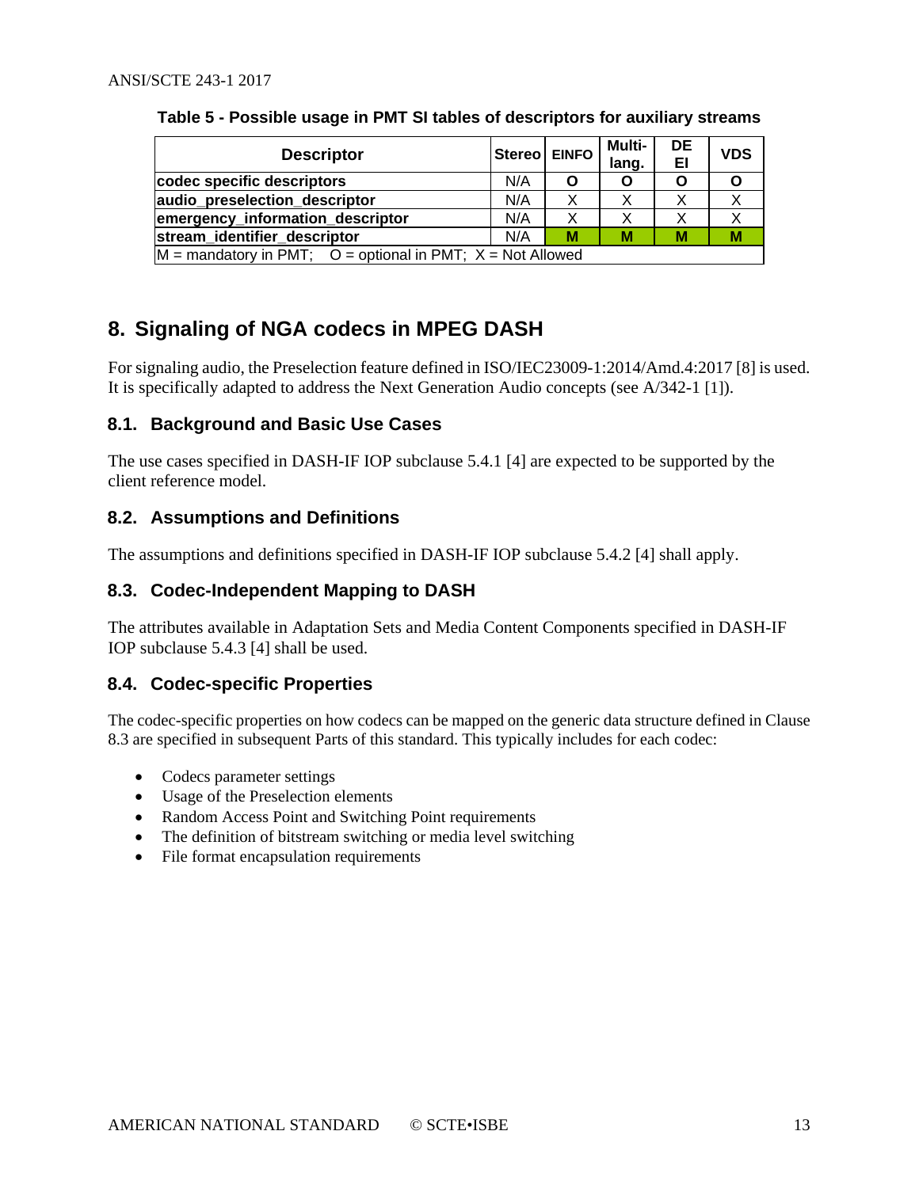**Table 5 - Possible usage in PMT SI tables of descriptors for auxiliary streams**

| Descriptor | Stereo | EINFO | Multi-lang. | DE EI | VDS |
|---|---|---|---|---|---|
| codec specific descriptors | N/A | O | O | O | O |
| audio_preselection_descriptor | N/A | X | X | X | X |
| emergency_information_descriptor | N/A | X | X | X | X |
| stream_identifier_descriptor | N/A | M | M | M | M |
| M = mandatory in PMT; O = optional in PMT; X = Not Allowed | | | | | |

# 8. Signaling of NGA codecs in MPEG DASH

For signaling audio, the Preselection feature defined in ISO/IEC23009-1:2014/Amd.4:2017 [8] is used. It is specifically adapted to address the Next Generation Audio concepts (see A/342-1 [1]).

## 8.1. Background and Basic Use Cases

The use cases specified in DASH-IF IOP subclause 5.4.1 [4] are expected to be supported by the client reference model.

## 8.2. Assumptions and Definitions

The assumptions and definitions specified in DASH-IF IOP subclause 5.4.2 [4] shall apply.

## 8.3. Codec-Independent Mapping to DASH

The attributes available in Adaptation Sets and Media Content Components specified in DASH-IF IOP subclause 5.4.3 [4] shall be used.

## 8.4. Codec-specific Properties

The codec-specific properties on how codecs can be mapped on the generic data structure defined in Clause 8.3 are specified in subsequent Parts of this standard. This typically includes for each codec:

- Codecs parameter settings
- Usage of the Preselection elements
- Random Access Point and Switching Point requirements
- The definition of bitstream switching or media level switching
- File format encapsulation requirements